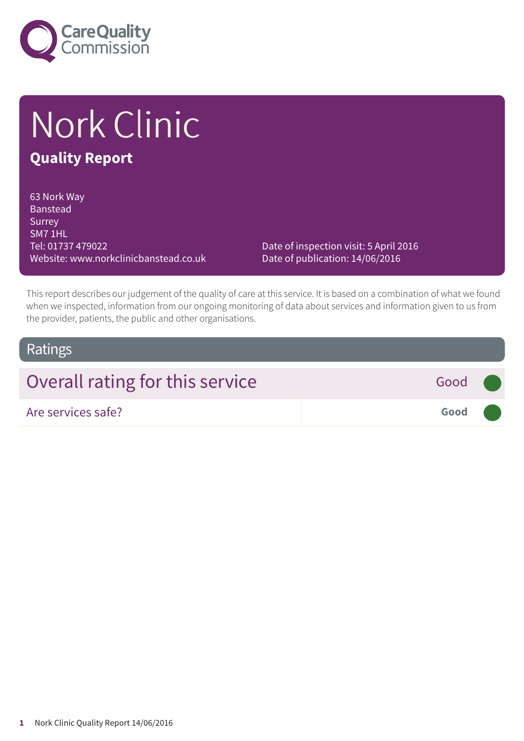Care Quality Commission

# Nork Clinic

## Quality Report

63 Nork Way
Banstead
Surrey
SM7 1HL
Tel: 01737 479022
Website: www.norkclinicbanstead.co.uk

Date of inspection visit: 5 April 2016
Date of publication: 14/06/2016

This report describes our judgement of the quality of care at this service. It is based on a combination of what we found when we inspected, information from our ongoing monitoring of data about services and information given to us from the provider, patients, the public and other organisations.

## Ratings

| Overall rating for this service | Good |
| --- | --- |
| Are services safe? | **Good** |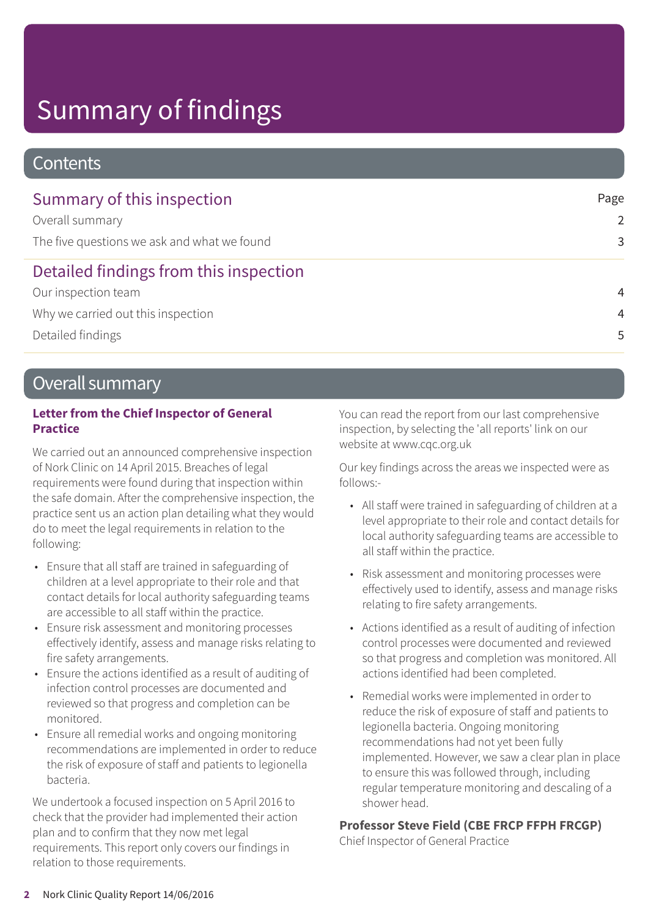# Summary of findings

## Contents

### Summary of this inspection

| | Page |
|---|---|
| Overall summary | 2 |
| The five questions we ask and what we found | 3 |

### Detailed findings from this inspection

| | |
|---|---|
| Our inspection team | 4 |
| Why we carried out this inspection | 4 |
| Detailed findings | 5 |

## Overall summary

**Letter from the Chief Inspector of General Practice**

We carried out an announced comprehensive inspection of Nork Clinic on 14 April 2015. Breaches of legal requirements were found during that inspection within the safe domain. After the comprehensive inspection, the practice sent us an action plan detailing what they would do to meet the legal requirements in relation to the following:

- Ensure that all staff are trained in safeguarding of children at a level appropriate to their role and that contact details for local authority safeguarding teams are accessible to all staff within the practice.
- Ensure risk assessment and monitoring processes effectively identify, assess and manage risks relating to fire safety arrangements.
- Ensure the actions identified as a result of auditing of infection control processes are documented and reviewed so that progress and completion can be monitored.
- Ensure all remedial works and ongoing monitoring recommendations are implemented in order to reduce the risk of exposure of staff and patients to legionella bacteria.

We undertook a focused inspection on 5 April 2016 to check that the provider had implemented their action plan and to confirm that they now met legal requirements. This report only covers our findings in relation to those requirements.

You can read the report from our last comprehensive inspection, by selecting the 'all reports' link on our website at www.cqc.org.uk

Our key findings across the areas we inspected were as follows:-

- All staff were trained in safeguarding of children at a level appropriate to their role and contact details for local authority safeguarding teams are accessible to all staff within the practice.
- Risk assessment and monitoring processes were effectively used to identify, assess and manage risks relating to fire safety arrangements.
- Actions identified as a result of auditing of infection control processes were documented and reviewed so that progress and completion was monitored. All actions identified had been completed.
- Remedial works were implemented in order to reduce the risk of exposure of staff and patients to legionella bacteria. Ongoing monitoring recommendations had not yet been fully implemented. However, we saw a clear plan in place to ensure this was followed through, including regular temperature monitoring and descaling of a shower head.

**Professor Steve Field (CBE FRCP FFPH FRCGP)**
Chief Inspector of General Practice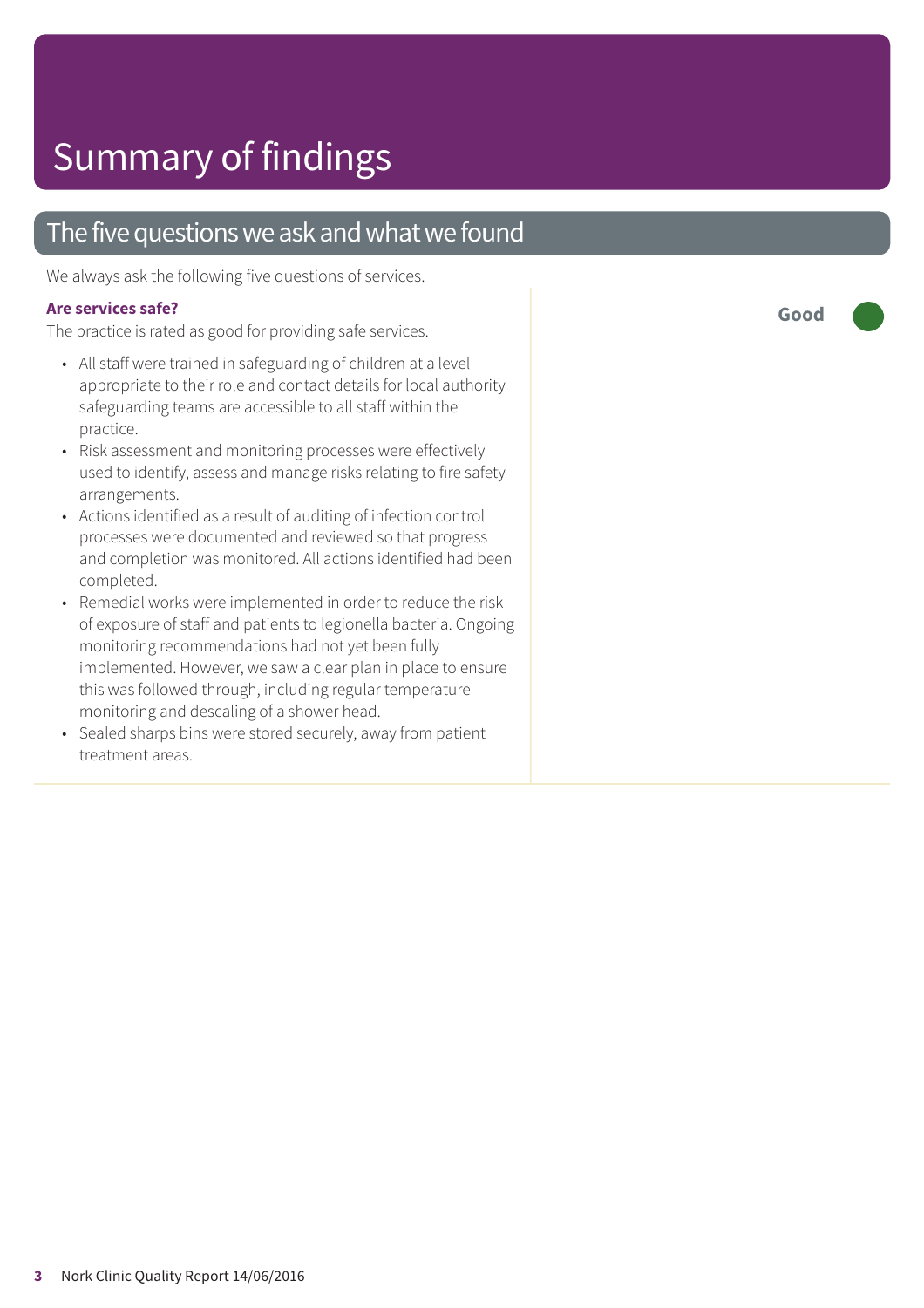# Summary of findings

## The five questions we ask and what we found

We always ask the following five questions of services.

### Are services safe?

**Good**

The practice is rated as good for providing safe services.

- All staff were trained in safeguarding of children at a level appropriate to their role and contact details for local authority safeguarding teams are accessible to all staff within the practice.
- Risk assessment and monitoring processes were effectively used to identify, assess and manage risks relating to fire safety arrangements.
- Actions identified as a result of auditing of infection control processes were documented and reviewed so that progress and completion was monitored. All actions identified had been completed.
- Remedial works were implemented in order to reduce the risk of exposure of staff and patients to legionella bacteria. Ongoing monitoring recommendations had not yet been fully implemented. However, we saw a clear plan in place to ensure this was followed through, including regular temperature monitoring and descaling of a shower head.
- Sealed sharps bins were stored securely, away from patient treatment areas.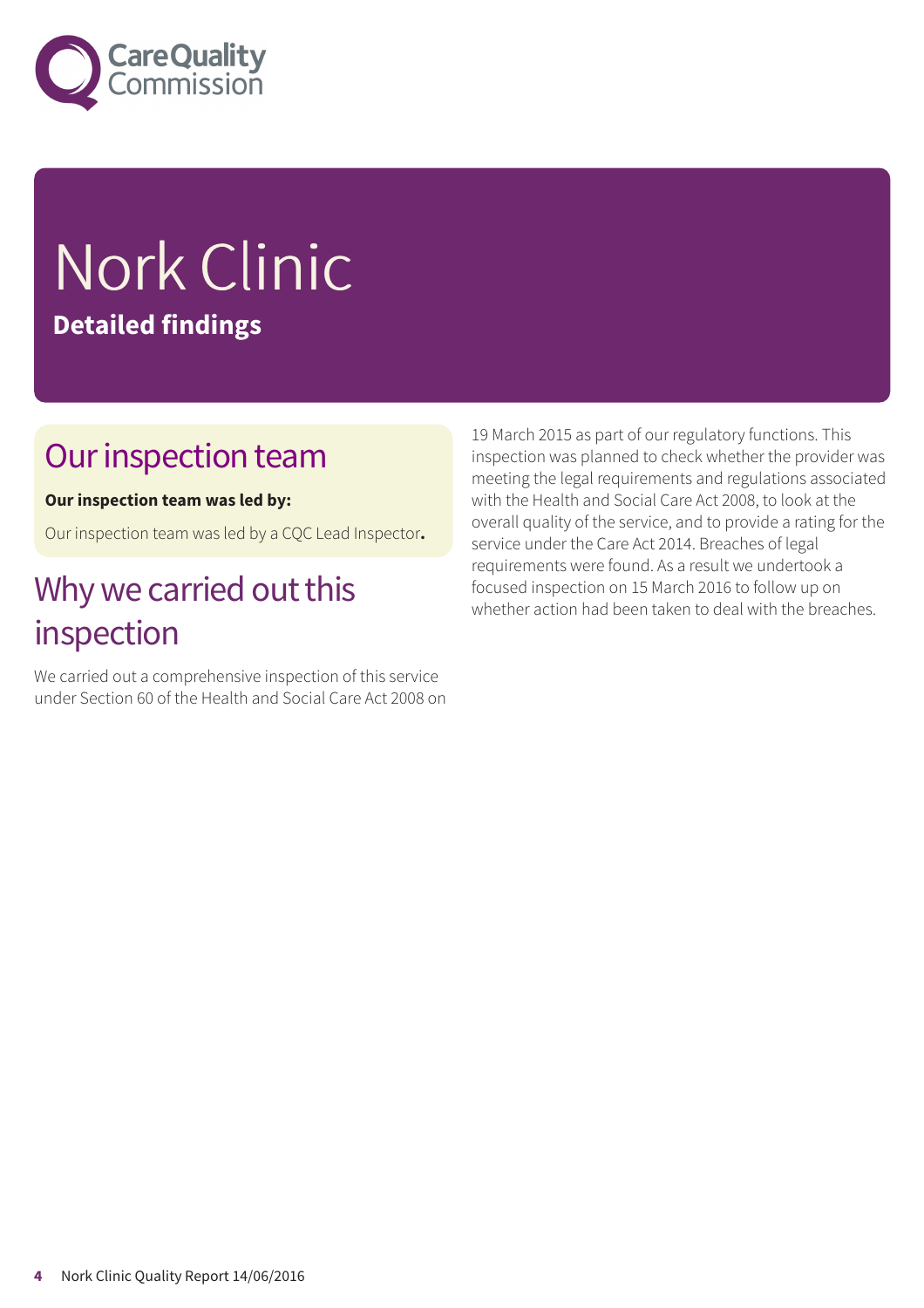# Nork Clinic

**Detailed findings**

## Our inspection team

**Our inspection team was led by:**

Our inspection team was led by a CQC Lead Inspector**.**

## Why we carried out this inspection

We carried out a comprehensive inspection of this service under Section 60 of the Health and Social Care Act 2008 on 19 March 2015 as part of our regulatory functions. This inspection was planned to check whether the provider was meeting the legal requirements and regulations associated with the Health and Social Care Act 2008, to look at the overall quality of the service, and to provide a rating for the service under the Care Act 2014. Breaches of legal requirements were found. As a result we undertook a focused inspection on 15 March 2016 to follow up on whether action had been taken to deal with the breaches.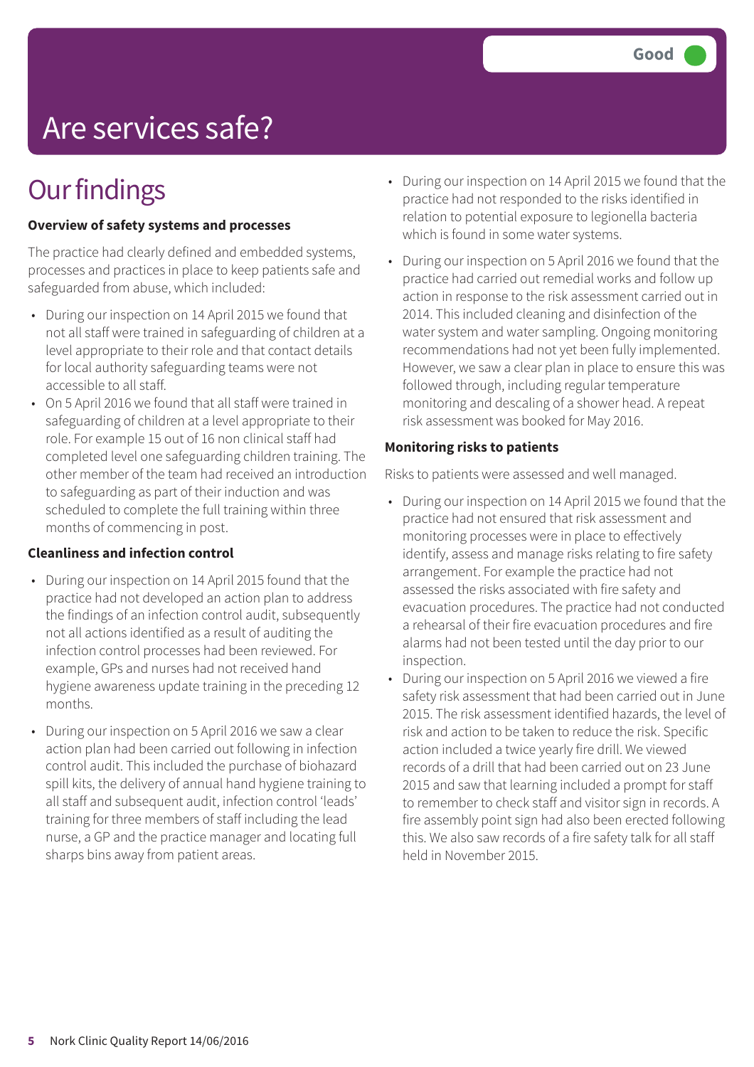Good

# Are services safe?

## Our findings

**Overview of safety systems and processes**

The practice had clearly defined and embedded systems, processes and practices in place to keep patients safe and safeguarded from abuse, which included:

- During our inspection on 14 April 2015 we found that not all staff were trained in safeguarding of children at a level appropriate to their role and that contact details for local authority safeguarding teams were not accessible to all staff.
- On 5 April 2016 we found that all staff were trained in safeguarding of children at a level appropriate to their role. For example 15 out of 16 non clinical staff had completed level one safeguarding children training. The other member of the team had received an introduction to safeguarding as part of their induction and was scheduled to complete the full training within three months of commencing in post.

**Cleanliness and infection control**

- During our inspection on 14 April 2015 found that the practice had not developed an action plan to address the findings of an infection control audit, subsequently not all actions identified as a result of auditing the infection control processes had been reviewed. For example, GPs and nurses had not received hand hygiene awareness update training in the preceding 12 months.
- During our inspection on 5 April 2016 we saw a clear action plan had been carried out following in infection control audit. This included the purchase of biohazard spill kits, the delivery of annual hand hygiene training to all staff and subsequent audit, infection control 'leads' training for three members of staff including the lead nurse, a GP and the practice manager and locating full sharps bins away from patient areas.
- During our inspection on 14 April 2015 we found that the practice had not responded to the risks identified in relation to potential exposure to legionella bacteria which is found in some water systems.
- During our inspection on 5 April 2016 we found that the practice had carried out remedial works and follow up action in response to the risk assessment carried out in 2014. This included cleaning and disinfection of the water system and water sampling. Ongoing monitoring recommendations had not yet been fully implemented. However, we saw a clear plan in place to ensure this was followed through, including regular temperature monitoring and descaling of a shower head. A repeat risk assessment was booked for May 2016.

**Monitoring risks to patients**

Risks to patients were assessed and well managed.

- During our inspection on 14 April 2015 we found that the practice had not ensured that risk assessment and monitoring processes were in place to effectively identify, assess and manage risks relating to fire safety arrangement. For example the practice had not assessed the risks associated with fire safety and evacuation procedures. The practice had not conducted a rehearsal of their fire evacuation procedures and fire alarms had not been tested until the day prior to our inspection.
- During our inspection on 5 April 2016 we viewed a fire safety risk assessment that had been carried out in June 2015. The risk assessment identified hazards, the level of risk and action to be taken to reduce the risk. Specific action included a twice yearly fire drill. We viewed records of a drill that had been carried out on 23 June 2015 and saw that learning included a prompt for staff to remember to check staff and visitor sign in records. A fire assembly point sign had also been erected following this. We also saw records of a fire safety talk for all staff held in November 2015.